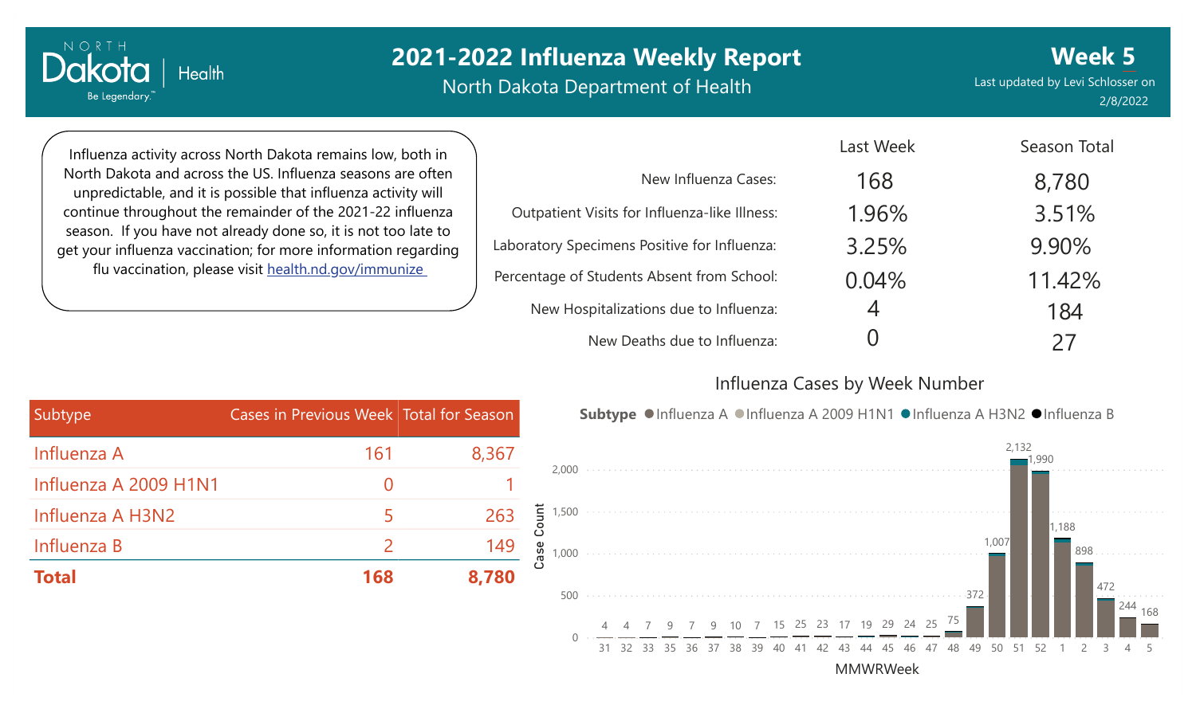# 2021-2022 Influenza Weekly Report

North Dakota Department of Health

**Week 5**

Last updated by Levi Schlosser on 2/8/2022

Influenza activity across North Dakota remains low, both in North Dakota and across the US. Influenza seasons are often unpredictable, and it is possible that influenza activity will continue throughout the remainder of the 2021-22 influenza season. If you have not already done so, it is not too late to get your influenza vaccination; for more information regarding flu vaccination, please visit health.nd.gov/immunize

| | Last Week | Season Total |
|---|---|---|
| New Influenza Cases: | 168 | 8,780 |
| Outpatient Visits for Influenza-like Illness: | 1.96% | 3.51% |
| Laboratory Specimens Positive for Influenza: | 3.25% | 9.90% |
| Percentage of Students Absent from School: | 0.04% | 11.42% |
| New Hospitalizations due to Influenza: | 4 | 184 |
| New Deaths due to Influenza: | 0 | 27 |

| Subtype | Cases in Previous Week | Total for Season |
|---|---|---|
| Influenza A | 161 | 8,367 |
| Influenza A 2009 H1N1 | 0 | 1 |
| Influenza A H3N2 | 5 | 263 |
| Influenza B | 2 | 149 |
| **Total** | **168** | **8,780** |

## Influenza Cases by Week Number

Subtype: Influenza A, Influenza A 2009 H1N1, Influenza A H3N2, Influenza B

| MMWRWeek | 31 | 32 | 33 | 35 | 36 | 37 | 38 | 39 | 40 | 41 | 42 | 43 | 44 | 45 | 46 | 47 | 48 | 49 | 50 | 51 | 52 | 1 | 2 | 3 | 4 | 5 |
|---|---|---|---|---|---|---|---|---|---|---|---|---|---|---|---|---|---|---|---|---|---|---|---|---|---|---|
| Case Count | 4 | 4 | 7 | 9 | 7 | 9 | 10 | 7 | 15 | 25 | 23 | 17 | 19 | 29 | 24 | 25 | 75 | 372 | 1,007 | 2,132 | 1,990 | 1,188 | 898 | 472 | 244 | 168 |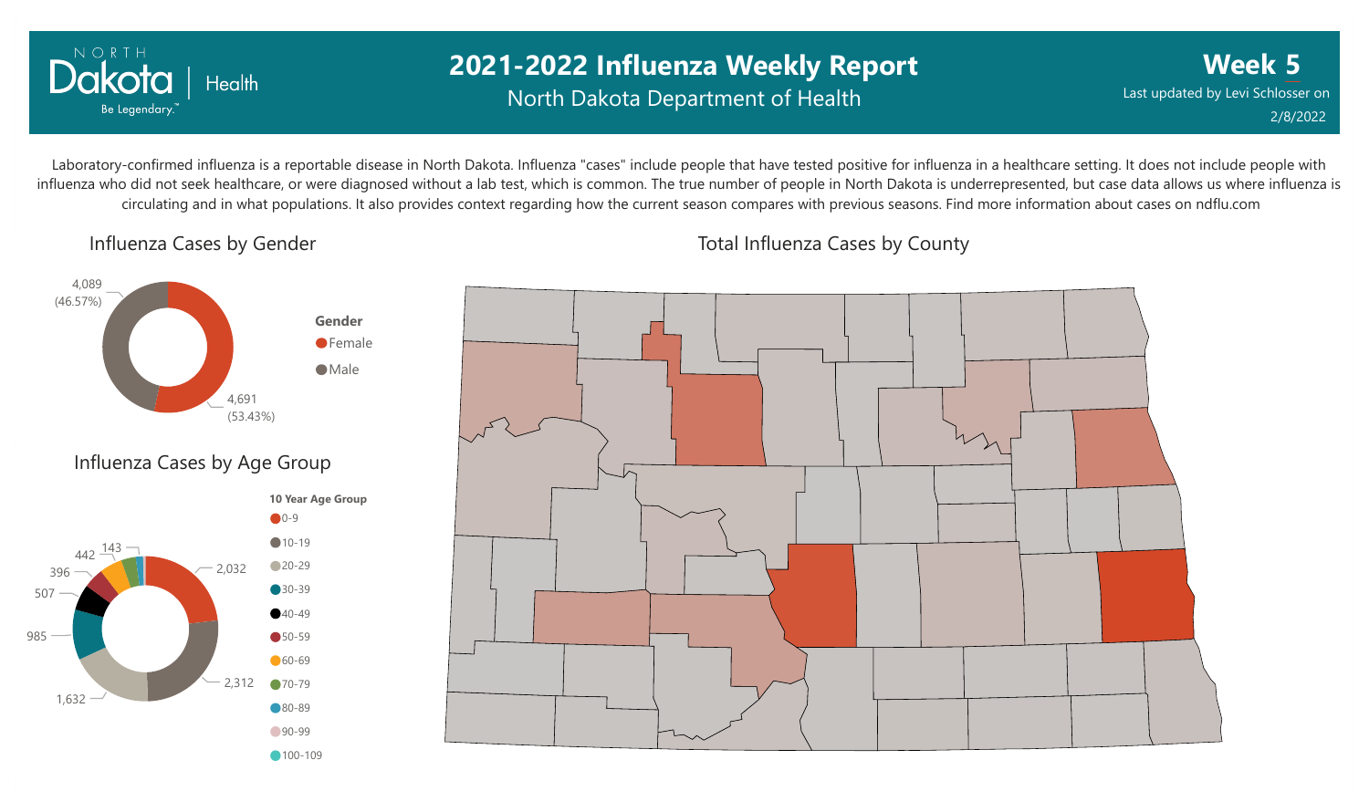# 2021-2022 Influenza Weekly Report

North Dakota Department of Health

**Week 5**

Last updated by Levi Schlosser on 2/8/2022

Laboratory-confirmed influenza is a reportable disease in North Dakota. Influenza "cases" include people that have tested positive for influenza in a healthcare setting. It does not include people with influenza who did not seek healthcare, or were diagnosed without a lab test, which is common. The true number of people in North Dakota is underrepresented, but case data allows us where influenza is circulating and in what populations. It also provides context regarding how the current season compares with previous seasons. Find more information about cases on ndflu.com

## Influenza Cases by Gender

| Gender | Cases |
| --- | --- |
| Female | 4,691 (53.43%) |
| Male | 4,089 (46.57%) |

## Influenza Cases by Age Group

| 10 Year Age Group | Cases |
| --- | --- |
| 0-9 | 2,032 |
| 10-19 | 2,312 |
| 20-29 | 1,632 |
| 30-39 | 985 |
| 40-49 | 507 |
| 50-59 | 396 |
| 60-69 | 442 |
| 70-79 | 143 |
| 80-89 | |
| 90-99 | |
| 100-109 | |

## Total Influenza Cases by County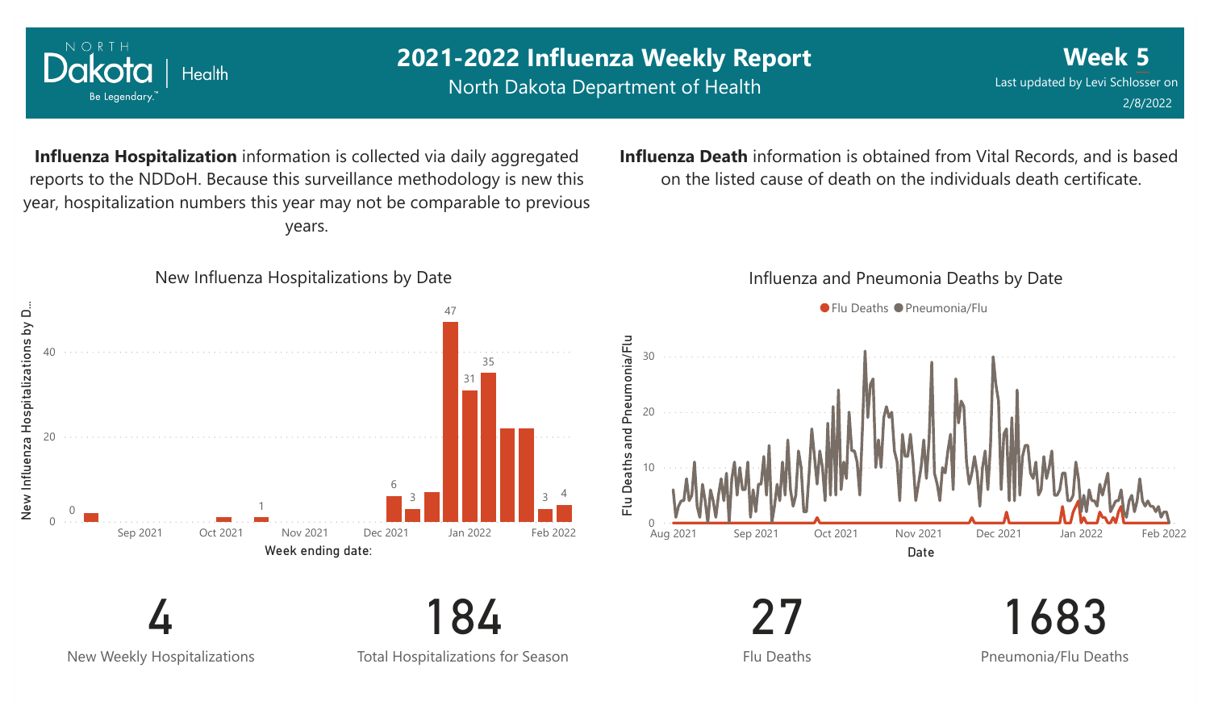# 2021-2022 Influenza Weekly Report

North Dakota Department of Health

**Week 5**

Last updated by Levi Schlosser on 2/8/2022

**Influenza Hospitalization** information is collected via daily aggregated reports to the NDDoH. Because this surveillance methodology is new this year, hospitalization numbers this year may not be comparable to previous years.

**Influenza Death** information is obtained from Vital Records, and is based on the listed cause of death on the individuals death certificate.

New Influenza Hospitalizations by Date

Influenza and Pneumonia Deaths by Date

4
New Weekly Hospitalizations

184
Total Hospitalizations for Season

27
Flu Deaths

1683
Pneumonia/Flu Deaths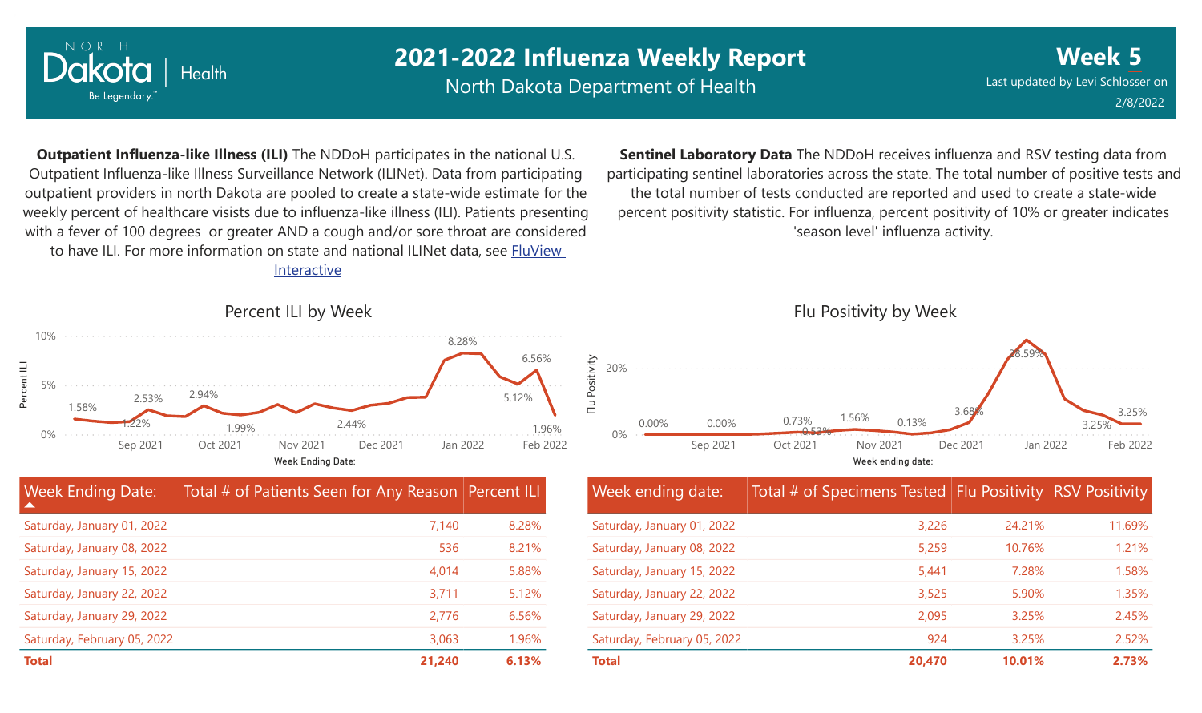# 2021-2022 Influenza Weekly Report

North Dakota Department of Health

**Week 5**

Last updated by Levi Schlosser on 2/8/2022

**Outpatient Influenza-like Illness (ILI)** The NDDoH participates in the national U.S. Outpatient Influenza-like Illness Surveillance Network (ILINet). Data from participating outpatient providers in north Dakota are pooled to create a state-wide estimate for the weekly percent of healthcare visists due to influenza-like illness (ILI). Patients presenting with a fever of 100 degrees or greater AND a cough and/or sore throat are considered to have ILI. For more information on state and national ILINet data, see FluView Interactive

**Sentinel Laboratory Data** The NDDoH receives influenza and RSV testing data from participating sentinel laboratories across the state. The total number of positive tests and the total number of tests conducted are reported and used to create a state-wide percent positivity statistic. For influenza, percent positivity of 10% or greater indicates 'season level' influenza activity.

## Percent ILI by Week

| Week Ending Date: | Total # of Patients Seen for Any Reason | Percent ILI |
|---|---|---|
| Saturday, January 01, 2022 | 7,140 | 8.28% |
| Saturday, January 08, 2022 | 536 | 8.21% |
| Saturday, January 15, 2022 | 4,014 | 5.88% |
| Saturday, January 22, 2022 | 3,711 | 5.12% |
| Saturday, January 29, 2022 | 2,776 | 6.56% |
| Saturday, February 05, 2022 | 3,063 | 1.96% |
| **Total** | **21,240** | **6.13%** |

## Flu Positivity by Week

| Week ending date: | Total # of Specimens Tested | Flu Positivity | RSV Positivity |
|---|---|---|---|
| Saturday, January 01, 2022 | 3,226 | 24.21% | 11.69% |
| Saturday, January 08, 2022 | 5,259 | 10.76% | 1.21% |
| Saturday, January 15, 2022 | 5,441 | 7.28% | 1.58% |
| Saturday, January 22, 2022 | 3,525 | 5.90% | 1.35% |
| Saturday, January 29, 2022 | 2,095 | 3.25% | 2.45% |
| Saturday, February 05, 2022 | 924 | 3.25% | 2.52% |
| **Total** | **20,470** | **10.01%** | **2.73%** |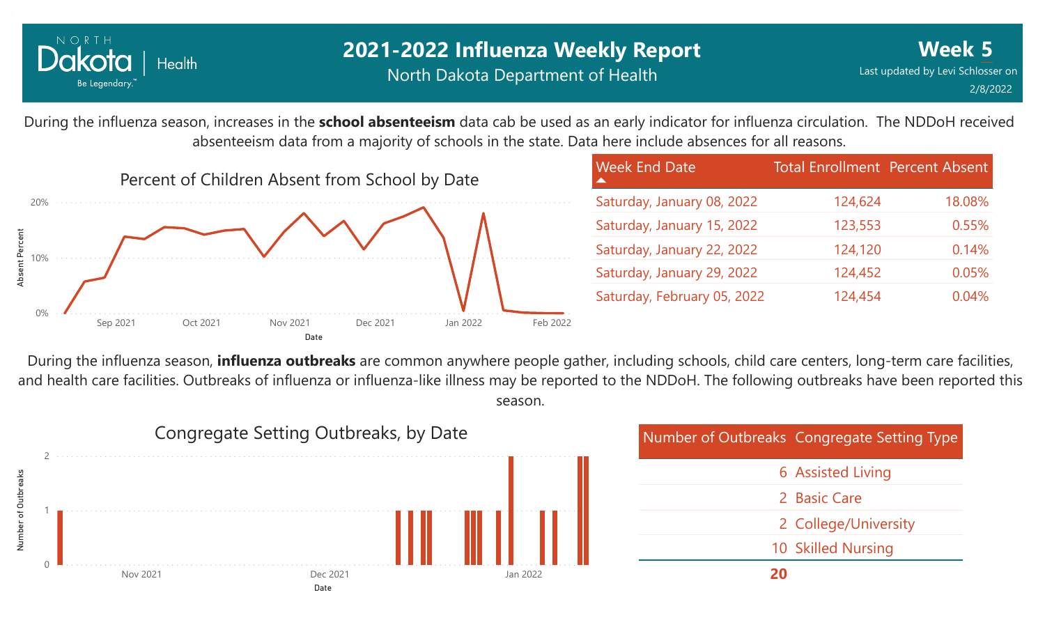# 2021-2022 Influenza Weekly Report

North Dakota Department of Health

**Week 5**

Last updated by Levi Schlosser on 2/8/2022

During the influenza season, increases in the **school absenteeism** data cab be used as an early indicator for influenza circulation. The NDDoH received absenteeism data from a majority of schools in the state. Data here include absences for all reasons.

Percent of Children Absent from School by Date

| Week End Date | Total Enrollment | Percent Absent |
|---|---|---|
| Saturday, January 08, 2022 | 124,624 | 18.08% |
| Saturday, January 15, 2022 | 123,553 | 0.55% |
| Saturday, January 22, 2022 | 124,120 | 0.14% |
| Saturday, January 29, 2022 | 124,452 | 0.05% |
| Saturday, February 05, 2022 | 124,454 | 0.04% |

During the influenza season, **influenza outbreaks** are common anywhere people gather, including schools, child care centers, long-term care facilities, and health care facilities. Outbreaks of influenza or influenza-like illness may be reported to the NDDoH. The following outbreaks have been reported this season.

Congregate Setting Outbreaks, by Date

| Number of Outbreaks | Congregate Setting Type |
|---|---|
| 6 | Assisted Living |
| 2 | Basic Care |
| 2 | College/University |
| 10 | Skilled Nursing |
| **20** | |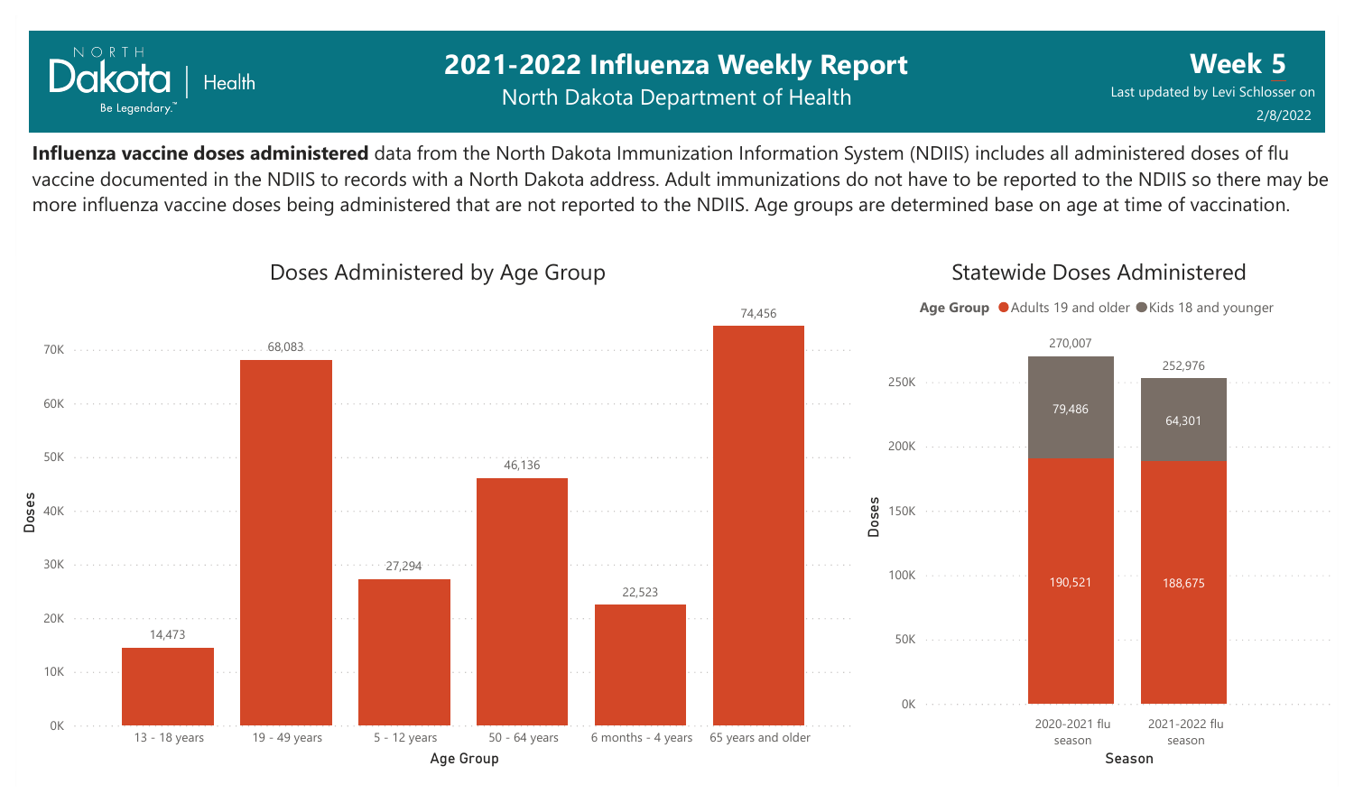# 2021-2022 Influenza Weekly Report

North Dakota Department of Health

**Week 5**

Last updated by Levi Schlosser on 2/8/2022

**Influenza vaccine doses administered** data from the North Dakota Immunization Information System (NDIIS) includes all administered doses of flu vaccine documented in the NDIIS to records with a North Dakota address. Adult immunizations do not have to be reported to the NDIIS so there may be more influenza vaccine doses being administered that are not reported to the NDIIS. Age groups are determined base on age at time of vaccination.

## Doses Administered by Age Group

| Age Group | Doses |
| --- | --- |
| 13 - 18 years | 14,473 |
| 19 - 49 years | 68,083 |
| 5 - 12 years | 27,294 |
| 50 - 64 years | 46,136 |
| 6 months - 4 years | 22,523 |
| 65 years and older | 74,456 |

## Statewide Doses Administered

| Season | Adults 19 and older | Kids 18 and younger | Total |
| --- | --- | --- | --- |
| 2020-2021 flu season | 190,521 | 79,486 | 270,007 |
| 2021-2022 flu season | 188,675 | 64,301 | 252,976 |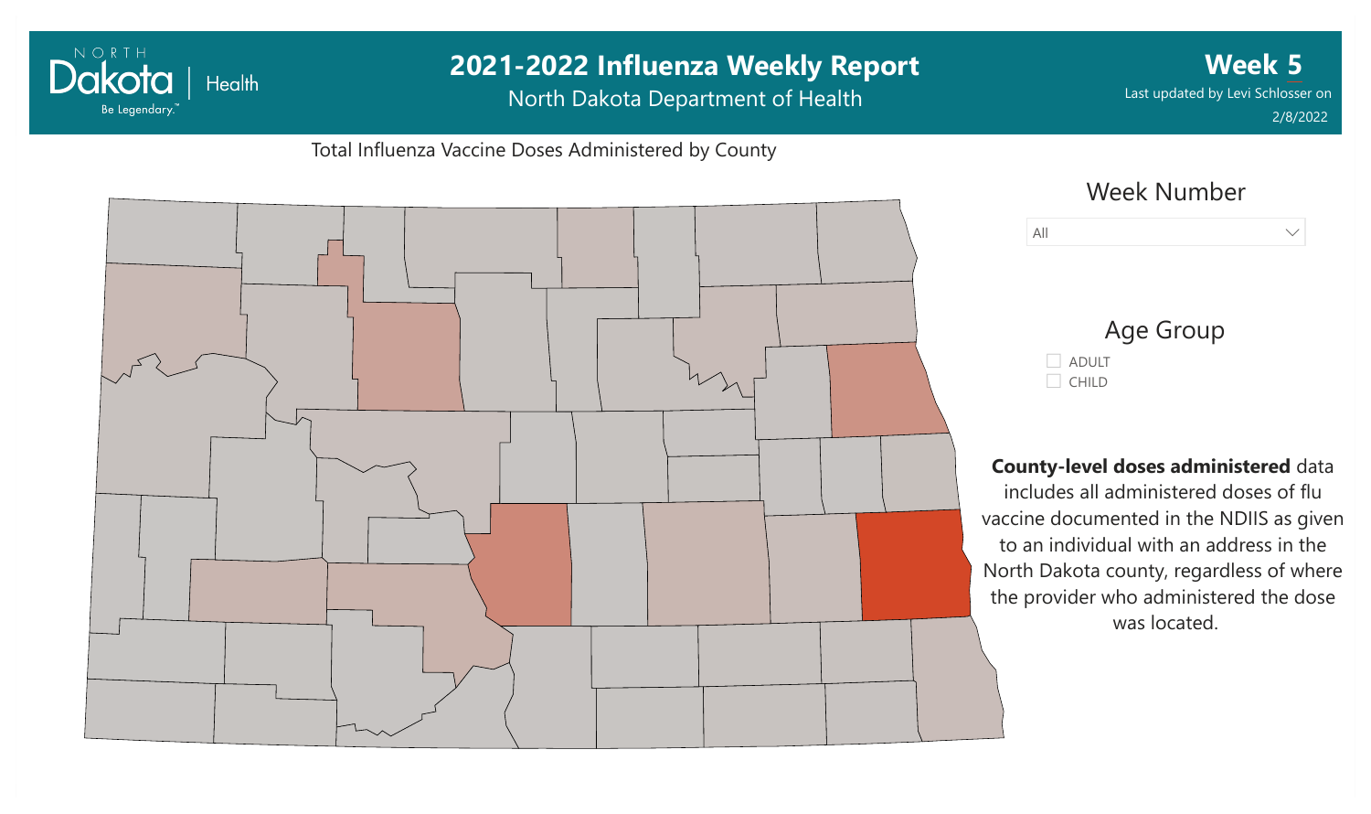# 2021-2022 Influenza Weekly Report

North Dakota Department of Health

**Week 5**

Last updated by Levi Schlosser on 2/8/2022

Total Influenza Vaccine Doses Administered by County

Week Number

All

Age Group

- ADULT
- CHILD

**County-level doses administered** data includes all administered doses of flu vaccine documented in the NDIIS as given to an individual with an address in the North Dakota county, regardless of where the provider who administered the dose was located.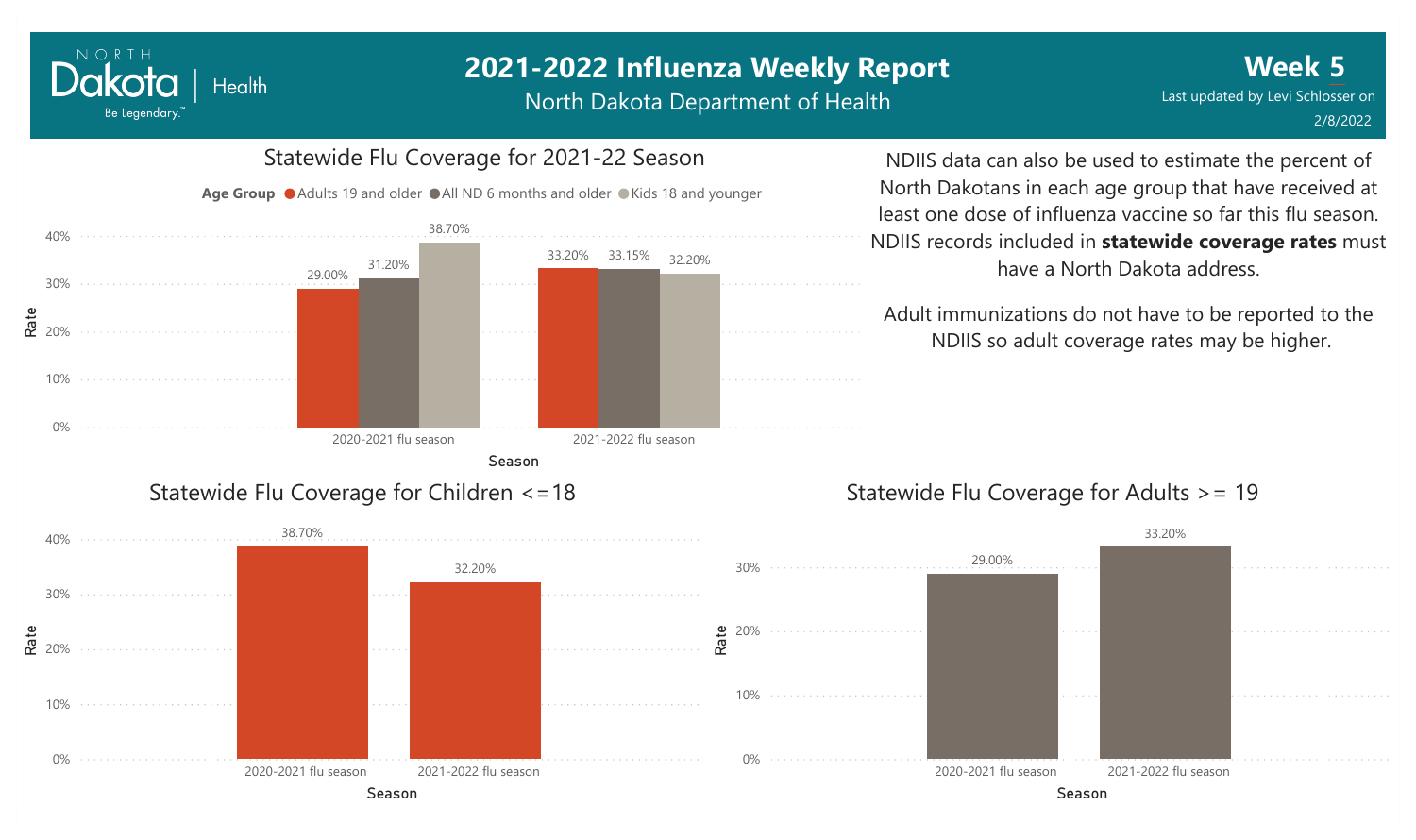# 2021-2022 Influenza Weekly Report

North Dakota Department of Health

**Week 5**

Last updated by Levi Schlosser on 2/8/2022

## Statewide Flu Coverage for 2021-22 Season

| Season | Adults 19 and older | All ND 6 months and older | Kids 18 and younger |
|---|---|---|---|
| 2020-2021 flu season | 29.00% | 31.20% | 38.70% |
| 2021-2022 flu season | 33.20% | 33.15% | 32.20% |

NDIIS data can also be used to estimate the percent of North Dakotans in each age group that have received at least one dose of influenza vaccine so far this flu season. NDIIS records included in **statewide coverage rates** must have a North Dakota address.

Adult immunizations do not have to be reported to the NDIIS so adult coverage rates may be higher.

## Statewide Flu Coverage for Children <=18

| Season | Rate |
|---|---|
| 2020-2021 flu season | 38.70% |
| 2021-2022 flu season | 32.20% |

## Statewide Flu Coverage for Adults >= 19

| Season | Rate |
|---|---|
| 2020-2021 flu season | 29.00% |
| 2021-2022 flu season | 33.20% |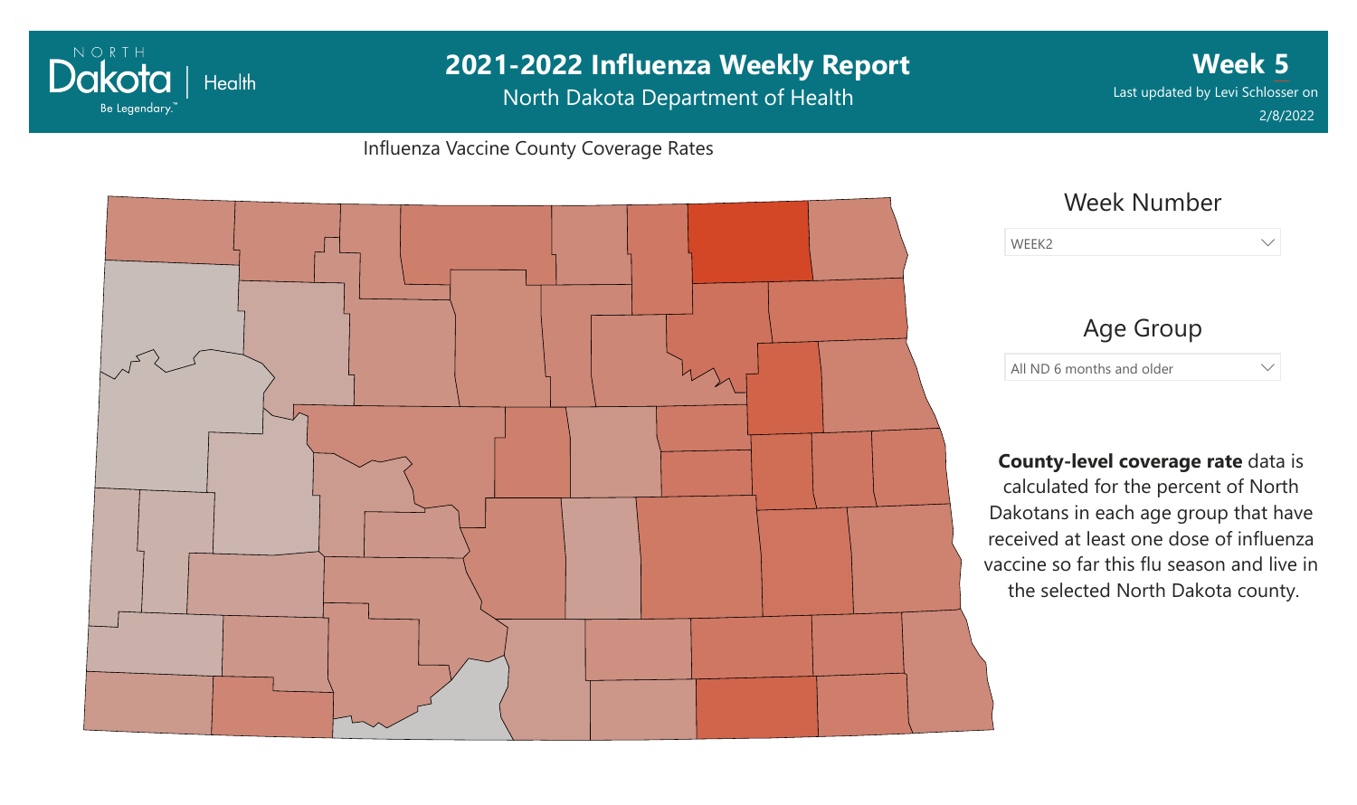NORTH Dakota | Health

Be Legendary.

# 2021-2022 Influenza Weekly Report

North Dakota Department of Health

**Week 5**

Last updated by Levi Schlosser on 2/8/2022

## Influenza Vaccine County Coverage Rates

Week Number

WEEK2

Age Group

All ND 6 months and older

**County-level coverage rate** data is calculated for the percent of North Dakotans in each age group that have received at least one dose of influenza vaccine so far this flu season and live in the selected North Dakota county.